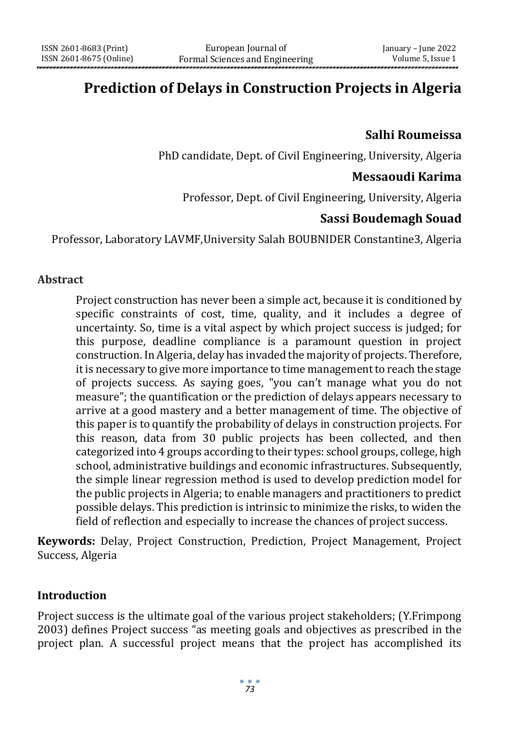# Prediction of Delays in Construction Projects in Algeria

**Salhi Roumeissa**

PhD candidate, Dept. of Civil Engineering, University, Algeria

**Messaoudi Karima**

Professor, Dept. of Civil Engineering, University, Algeria

**Sassi Boudemagh Souad**

Professor, Laboratory LAVMF,University Salah BOUBNIDER Constantine3, Algeria

## Abstract

Project construction has never been a simple act, because it is conditioned by specific constraints of cost, time, quality, and it includes a degree of uncertainty. So, time is a vital aspect by which project success is judged; for this purpose, deadline compliance is a paramount question in project construction. In Algeria, delay has invaded the majority of projects. Therefore, it is necessary to give more importance to time management to reach the stage of projects success. As saying goes, "you can't manage what you do not measure"; the quantification or the prediction of delays appears necessary to arrive at a good mastery and a better management of time. The objective of this paper is to quantify the probability of delays in construction projects. For this reason, data from 30 public projects has been collected, and then categorized into 4 groups according to their types: school groups, college, high school, administrative buildings and economic infrastructures. Subsequently, the simple linear regression method is used to develop prediction model for the public projects in Algeria; to enable managers and practitioners to predict possible delays. This prediction is intrinsic to minimize the risks, to widen the field of reflection and especially to increase the chances of project success.

**Keywords:** Delay, Project Construction, Prediction, Project Management, Project Success, Algeria

## Introduction

Project success is the ultimate goal of the various project stakeholders; (Y.Frimpong 2003) defines Project success "as meeting goals and objectives as prescribed in the project plan. A successful project means that the project has accomplished its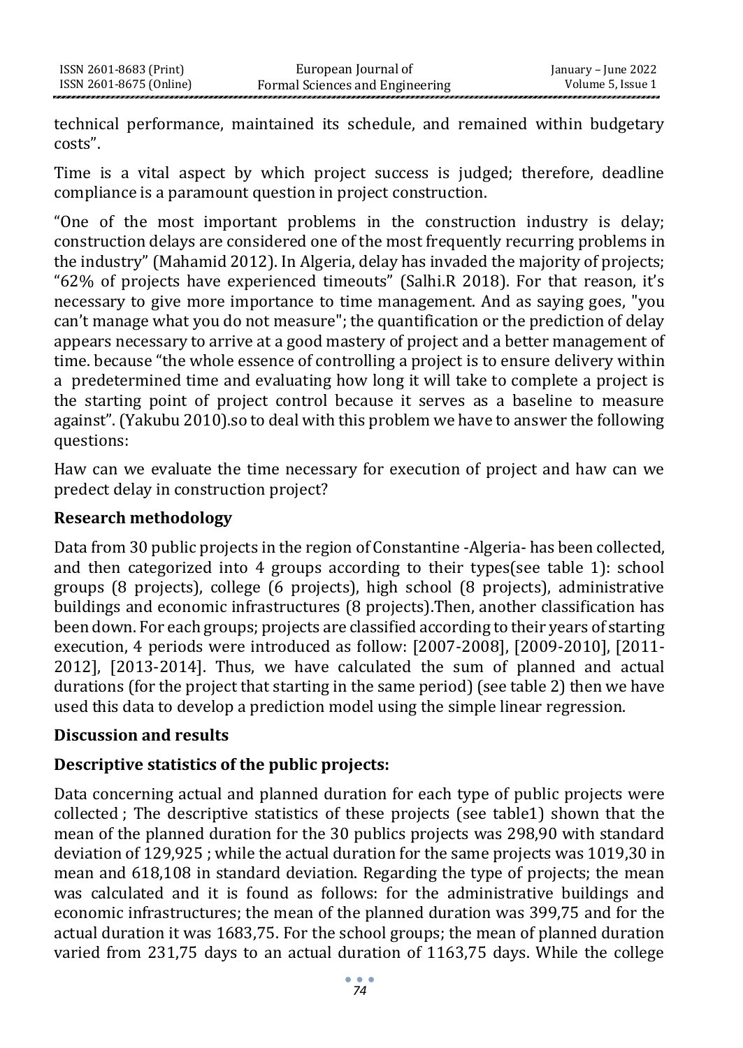technical performance, maintained its schedule, and remained within budgetary costs".

Time is a vital aspect by which project success is judged; therefore, deadline compliance is a paramount question in project construction.

"One of the most important problems in the construction industry is delay; construction delays are considered one of the most frequently recurring problems in the industry" (Mahamid 2012). In Algeria, delay has invaded the majority of projects; "62% of projects have experienced timeouts" (Salhi.R 2018). For that reason, it's necessary to give more importance to time management. And as saying goes, "you can't manage what you do not measure"; the quantification or the prediction of delay appears necessary to arrive at a good mastery of project and a better management of time. because "the whole essence of controlling a project is to ensure delivery within a predetermined time and evaluating how long it will take to complete a project is the starting point of project control because it serves as a baseline to measure against". (Yakubu 2010).so to deal with this problem we have to answer the following questions:

Haw can we evaluate the time necessary for execution of project and haw can we predect delay in construction project?

**Research methodology**

Data from 30 public projects in the region of Constantine -Algeria- has been collected, and then categorized into 4 groups according to their types(see table 1): school groups (8 projects), college (6 projects), high school (8 projects), administrative buildings and economic infrastructures (8 projects).Then, another classification has been down. For each groups; projects are classified according to their years of starting execution, 4 periods were introduced as follow: [2007-2008], [2009-2010], [2011-2012], [2013-2014]. Thus, we have calculated the sum of planned and actual durations (for the project that starting in the same period) (see table 2) then we have used this data to develop a prediction model using the simple linear regression.

**Discussion and results**

**Descriptive statistics of the public projects:**

Data concerning actual and planned duration for each type of public projects were collected ; The descriptive statistics of these projects (see table1) shown that the mean of the planned duration for the 30 publics projects was 298,90 with standard deviation of 129,925 ; while the actual duration for the same projects was 1019,30 in mean and 618,108 in standard deviation. Regarding the type of projects; the mean was calculated and it is found as follows: for the administrative buildings and economic infrastructures; the mean of the planned duration was 399,75 and for the actual duration it was 1683,75. For the school groups; the mean of planned duration varied from 231,75 days to an actual duration of 1163,75 days. While the college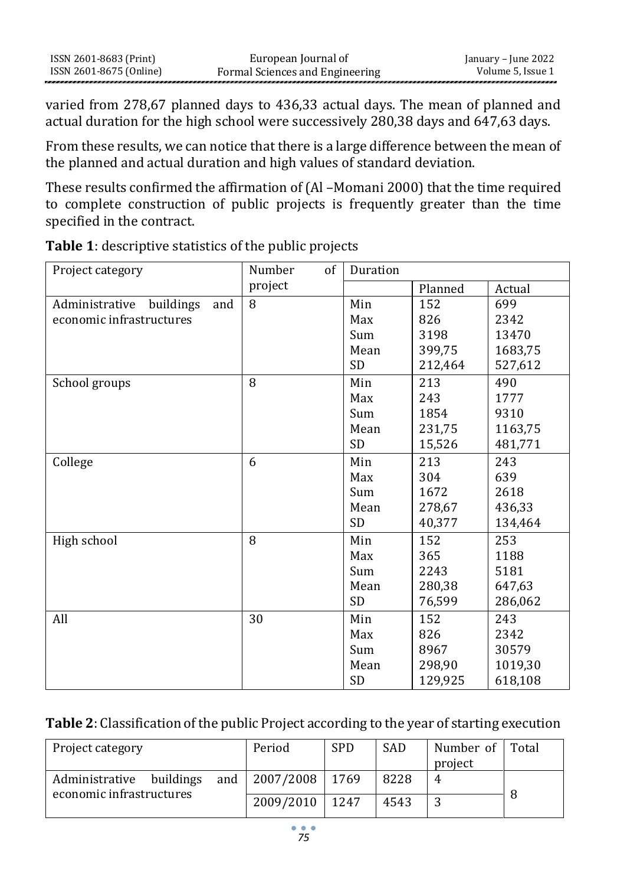varied from 278,67 planned days to 436,33 actual days. The mean of planned and actual duration for the high school were successively 280,38 days and 647,63 days.

From these results, we can notice that there is a large difference between the mean of the planned and actual duration and high values of standard deviation.

These results confirmed the affirmation of (Al –Momani 2000) that the time required to complete construction of public projects is frequently greater than the time specified in the contract.

**Table 1**: descriptive statistics of the public projects

| Project category | Number of project | Duration | | |
|---|---|---|---|---|
| | | | Planned | Actual |
| Administrative buildings and economic infrastructures | 8 | Min | 152 | 699 |
| | | Max | 826 | 2342 |
| | | Sum | 3198 | 13470 |
| | | Mean | 399,75 | 1683,75 |
| | | SD | 212,464 | 527,612 |
| School groups | 8 | Min | 213 | 490 |
| | | Max | 243 | 1777 |
| | | Sum | 1854 | 9310 |
| | | Mean | 231,75 | 1163,75 |
| | | SD | 15,526 | 481,771 |
| College | 6 | Min | 213 | 243 |
| | | Max | 304 | 639 |
| | | Sum | 1672 | 2618 |
| | | Mean | 278,67 | 436,33 |
| | | SD | 40,377 | 134,464 |
| High school | 8 | Min | 152 | 253 |
| | | Max | 365 | 1188 |
| | | Sum | 2243 | 5181 |
| | | Mean | 280,38 | 647,63 |
| | | SD | 76,599 | 286,062 |
| All | 30 | Min | 152 | 243 |
| | | Max | 826 | 2342 |
| | | Sum | 8967 | 30579 |
| | | Mean | 298,90 | 1019,30 |
| | | SD | 129,925 | 618,108 |

**Table 2**: Classification of the public Project according to the year of starting execution

| Project category | Period | SPD | SAD | Number of project | Total |
|---|---|---|---|---|---|
| Administrative buildings and economic infrastructures | 2007/2008 | 1769 | 8228 | 4 | 8 |
| | 2009/2010 | 1247 | 4543 | 3 | |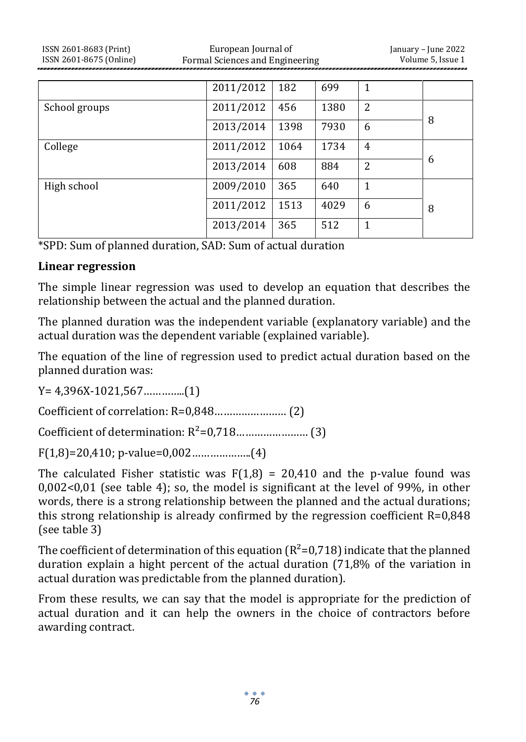| | | | | | |
|---|---|---|---|---|---|
| | 2011/2012 | 182 | 699 | 1 | |
| School groups | 2011/2012 | 456 | 1380 | 2 | 8 |
| | 2013/2014 | 1398 | 7930 | 6 | |
| College | 2011/2012 | 1064 | 1734 | 4 | 6 |
| | 2013/2014 | 608 | 884 | 2 | |
| High school | 2009/2010 | 365 | 640 | 1 | 8 |
| | 2011/2012 | 1513 | 4029 | 6 | |
| | 2013/2014 | 365 | 512 | 1 | |

*SPD: Sum of planned duration, SAD: Sum of actual duration

**Linear regression**

The simple linear regression was used to develop an equation that describes the relationship between the actual and the planned duration.

The planned duration was the independent variable (explanatory variable) and the actual duration was the dependent variable (explained variable).

The equation of the line of regression used to predict actual duration based on the planned duration was:

$Y= 4,396X-1021,567$…………..(1)

Coefficient of correlation: $R=0,848$…………………… (2)

Coefficient of determination: $R^2=0,718$…………………… (3)

$F(1,8)=20,410$; p-value=0,002………………..(4)

The calculated Fisher statistic was $F(1,8) = 20,410$ and the p-value found was $0,002<0,01$ (see table 4); so, the model is significant at the level of 99%, in other words, there is a strong relationship between the planned and the actual durations; this strong relationship is already confirmed by the regression coefficient $R=0,848$ (see table 3)

The coefficient of determination of this equation ($R^2=0,718$) indicate that the planned duration explain a hight percent of the actual duration (71,8% of the variation in actual duration was predictable from the planned duration).

From these results, we can say that the model is appropriate for the prediction of actual duration and it can help the owners in the choice of contractors before awarding contract.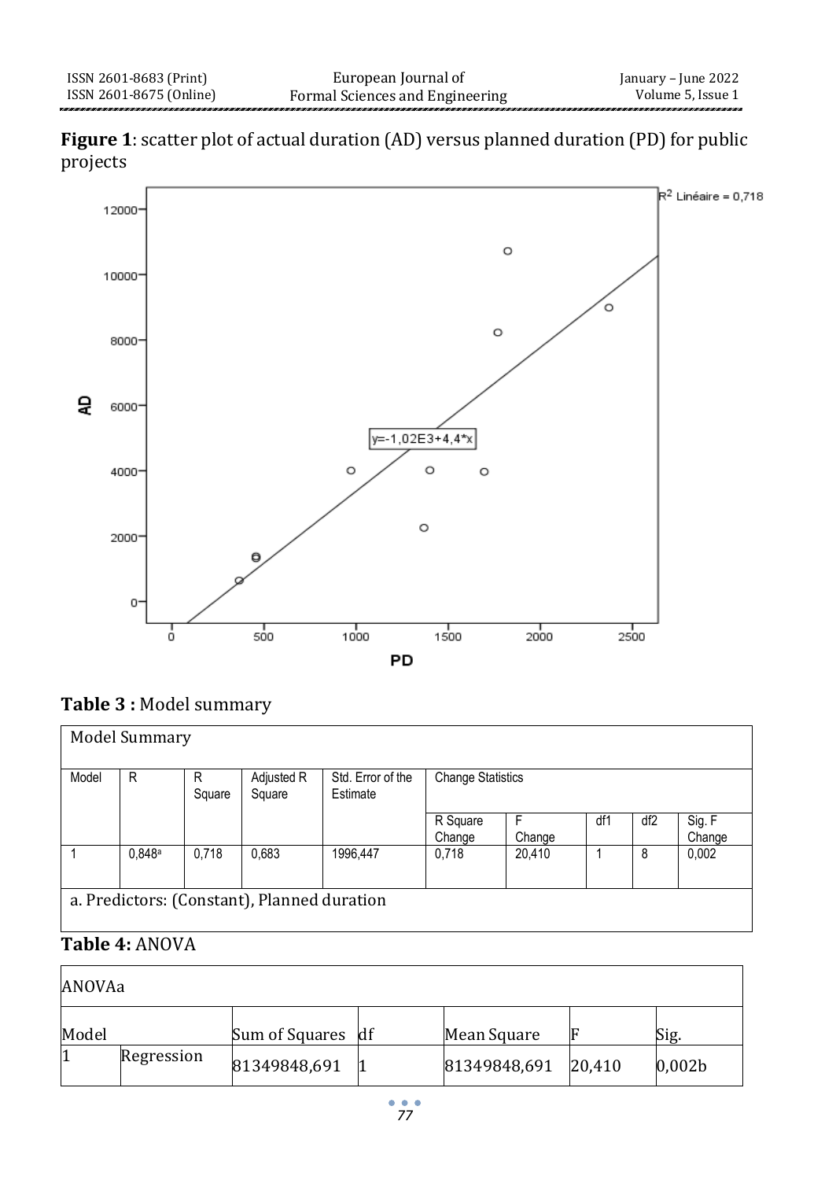**Figure 1**: scatter plot of actual duration (AD) versus planned duration (PD) for public projects

**Table 3 :** Model summary

| Model Summary | | | | | | | | | |
|---|---|---|---|---|---|---|---|---|---|
| Model | R | R Square | Adjusted R Square | Std. Error of the Estimate | Change Statistics | | | | |
| | | | | | R Square Change | F Change | df1 | df2 | Sig. F Change |
| 1 | 0,848[a] | 0,718 | 0,683 | 1996,447 | 0,718 | 20,410 | 1 | 8 | 0,002 |
| a. Predictors: (Constant), Planned duration | | | | | | | | | |

**Table 4:** ANOVA

| ANOVAa | | | | | | |
|---|---|---|---|---|---|---|
| Model | | Sum of Squares | df | Mean Square | F | Sig. |
| 1 | Regression | 81349848,691 | 1 | 81349848,691 | 20,410 | 0,002b |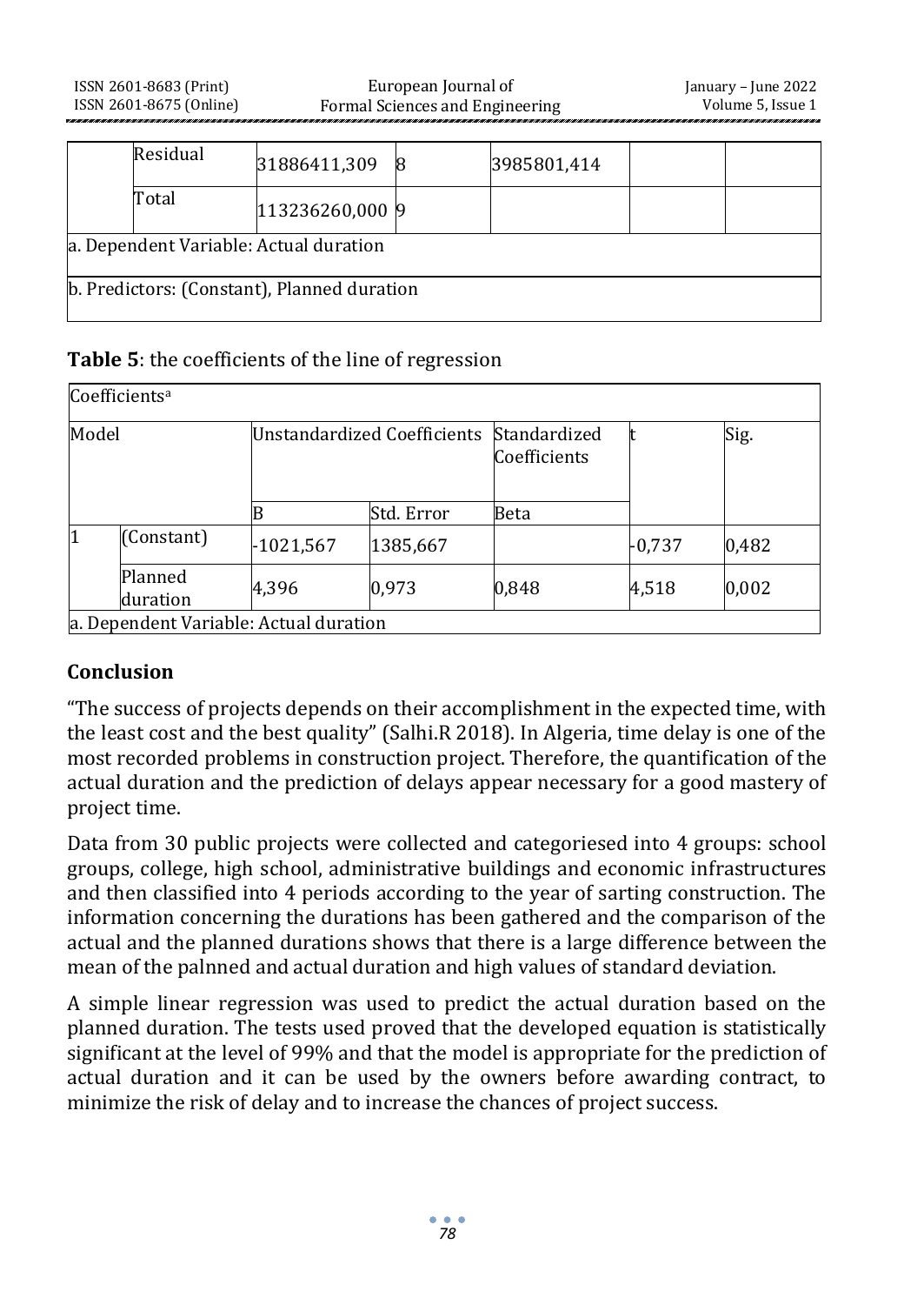| | | | | | | |
|---|---|---|---|---|---|---|
| | Residual | 31886411,309 | 8 | 3985801,414 | | |
| | Total | 113236260,000 | 9 | | | |
| a. Dependent Variable: Actual duration | | | | | | |
| b. Predictors: (Constant), Planned duration | | | | | | |

**Table 5**: the coefficients of the line of regression

| Coefficients[a] | | | | | | |
|---|---|---|---|---|---|---|
| Model | | Unstandardized Coefficients | | Standardized Coefficients | t | Sig. |
| | | B | Std. Error | Beta | | |
| 1 | (Constant) | -1021,567 | 1385,667 | | -0,737 | 0,482 |
| | Planned duration | 4,396 | 0,973 | 0,848 | 4,518 | 0,002 |
| a. Dependent Variable: Actual duration | | | | | | |

## Conclusion

"The success of projects depends on their accomplishment in the expected time, with the least cost and the best quality" (Salhi.R 2018). In Algeria, time delay is one of the most recorded problems in construction project. Therefore, the quantification of the actual duration and the prediction of delays appear necessary for a good mastery of project time.

Data from 30 public projects were collected and categoriesed into 4 groups: school groups, college, high school, administrative buildings and economic infrastructures and then classified into 4 periods according to the year of sarting construction. The information concerning the durations has been gathered and the comparison of the actual and the planned durations shows that there is a large difference between the mean of the palnned and actual duration and high values of standard deviation.

A simple linear regression was used to predict the actual duration based on the planned duration. The tests used proved that the developed equation is statistically significant at the level of 99% and that the model is appropriate for the prediction of actual duration and it can be used by the owners before awarding contract, to minimize the risk of delay and to increase the chances of project success.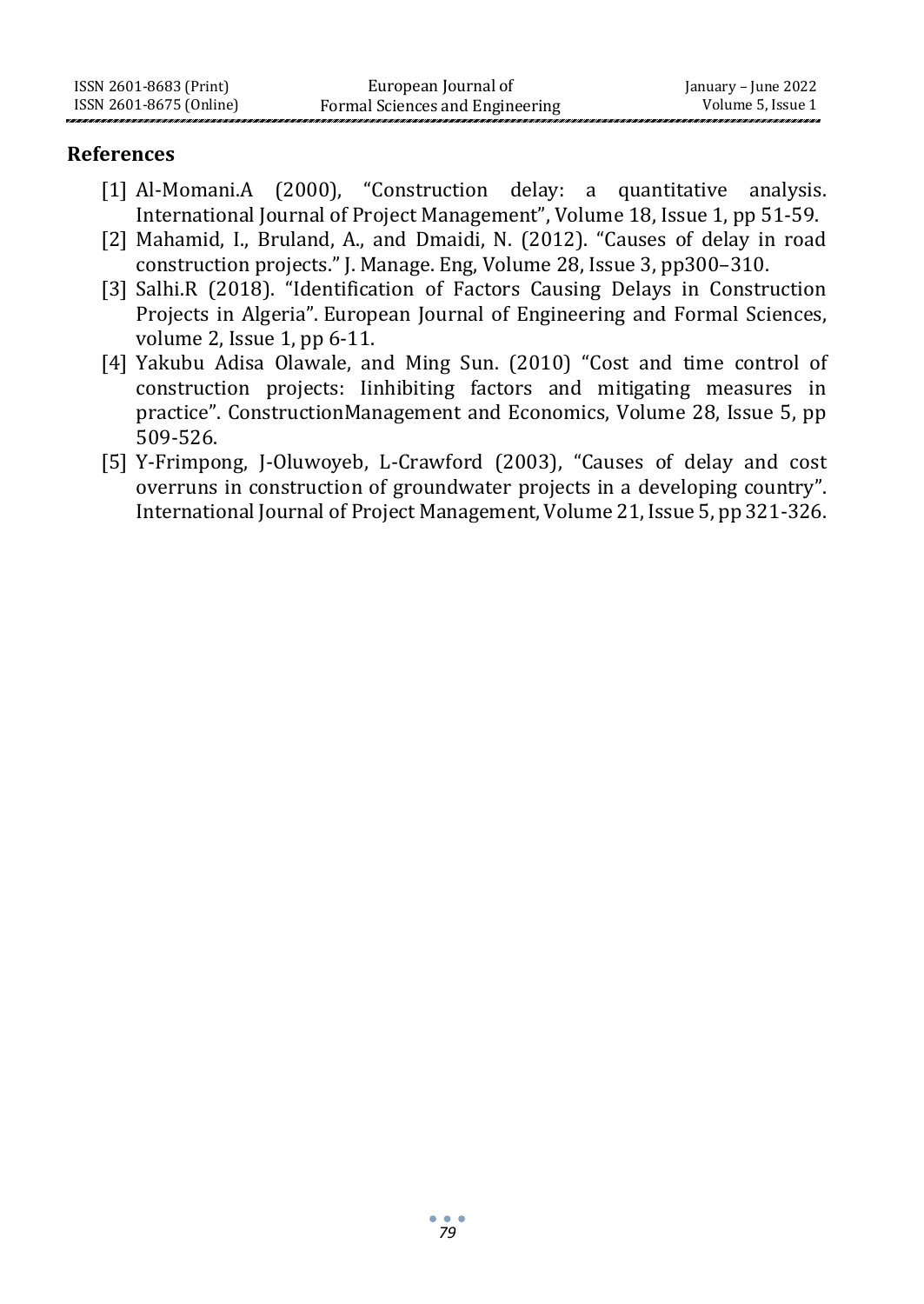## References

[1] Al-Momani.A (2000), "Construction delay: a quantitative analysis. International Journal of Project Management", Volume 18, Issue 1, pp 51-59.

[2] Mahamid, I., Bruland, A., and Dmaidi, N. (2012). "Causes of delay in road construction projects." J. Manage. Eng, Volume 28, Issue 3, pp300–310.

[3] Salhi.R (2018). "Identification of Factors Causing Delays in Construction Projects in Algeria". European Journal of Engineering and Formal Sciences, volume 2, Issue 1, pp 6-11.

[4] Yakubu Adisa Olawale, and Ming Sun. (2010) "Cost and time control of construction projects: Iinhibiting factors and mitigating measures in practice". ConstructionManagement and Economics, Volume 28, Issue 5, pp 509-526.

[5] Y-Frimpong, J-Oluwoyeb, L-Crawford (2003), "Causes of delay and cost overruns in construction of groundwater projects in a developing country". International Journal of Project Management, Volume 21, Issue 5, pp 321-326.